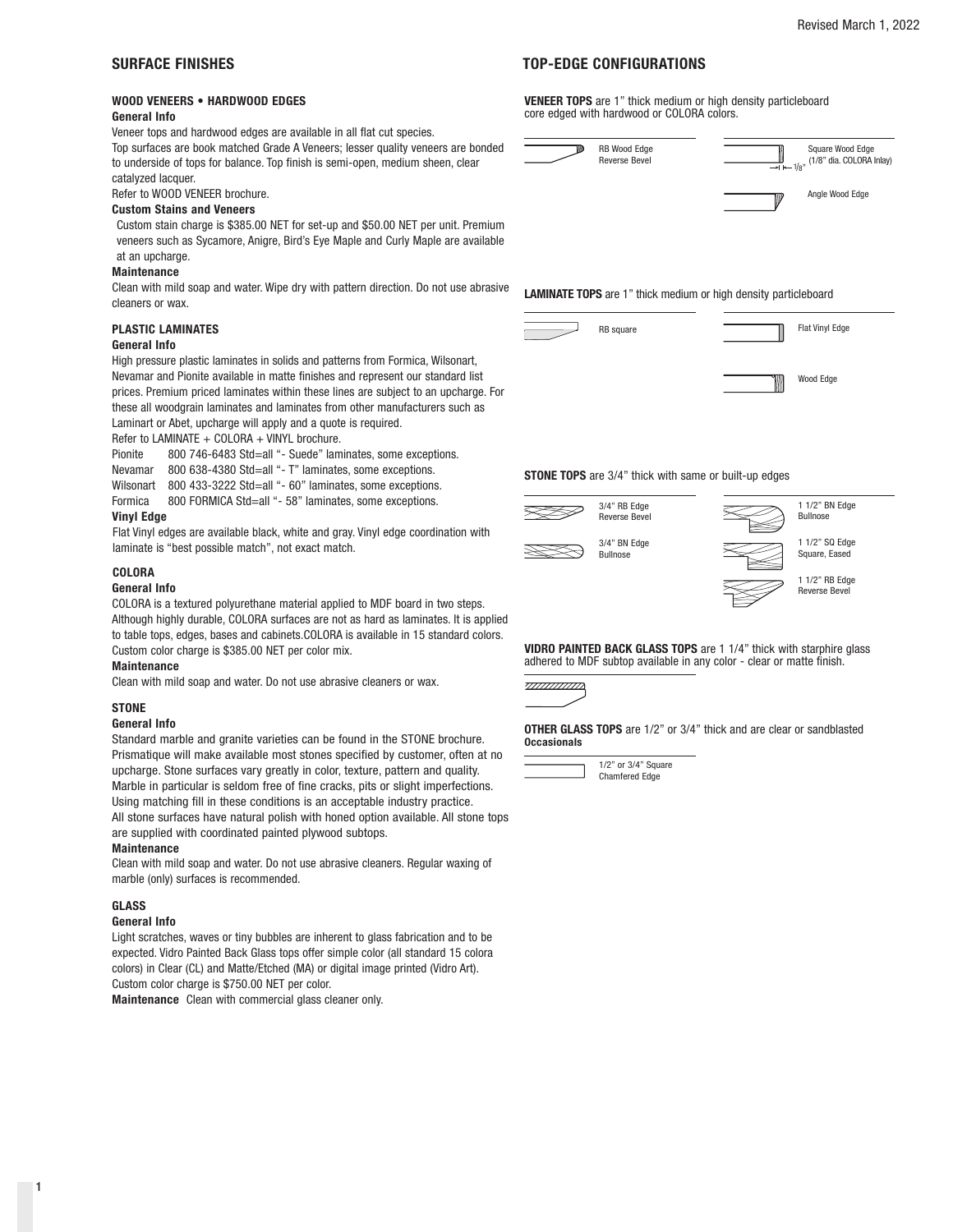## SURFACE FINISHES

### WOOD VENEERS • HARDWOOD EDGES

**General Info**

Veneer tops and hardwood edges are available in all flat cut species.
Top surfaces are book matched Grade A Veneers; lesser quality veneers are bonded to underside of tops for balance. Top finish is semi-open, medium sheen, clear catalyzed lacquer.
Refer to WOOD VENEER brochure.

**Custom Stains and Veneers**

Custom stain charge is $385.00 NET for set-up and $50.00 NET per unit. Premium veneers such as Sycamore, Anigre, Bird's Eye Maple and Curly Maple are available at an upcharge.

**Maintenance**

Clean with mild soap and water. Wipe dry with pattern direction. Do not use abrasive cleaners or wax.

### PLASTIC LAMINATES

**General Info**

High pressure plastic laminates in solids and patterns from Formica, Wilsonart, Nevamar and Pionite available in matte finishes and represent our standard list prices. Premium priced laminates within these lines are subject to an upcharge. For these all woodgrain laminates and laminates from other manufacturers such as Laminart or Abet, upcharge will apply and a quote is required.
Refer to LAMINATE + COLORA + VINYL brochure.

Pionite 800 746-6483 Std=all "- Suede" laminates, some exceptions.
Nevamar 800 638-4380 Std=all "- T" laminates, some exceptions.
Wilsonart 800 433-3222 Std=all "- 60" laminates, some exceptions.
Formica 800 FORMICA Std=all "- 58" laminates, some exceptions.

**Vinyl Edge**

Flat Vinyl edges are available black, white and gray. Vinyl edge coordination with laminate is "best possible match", not exact match.

### COLORA

**General Info**

COLORA is a textured polyurethane material applied to MDF board in two steps. Although highly durable, COLORA surfaces are not as hard as laminates. It is applied to table tops, edges, bases and cabinets.COLORA is available in 15 standard colors. Custom color charge is $385.00 NET per color mix.

**Maintenance**

Clean with mild soap and water. Do not use abrasive cleaners or wax.

### STONE

**General Info**

Standard marble and granite varieties can be found in the STONE brochure. Prismatique will make available most stones specified by customer, often at no upcharge. Stone surfaces vary greatly in color, texture, pattern and quality. Marble in particular is seldom free of fine cracks, pits or slight imperfections. Using matching fill in these conditions is an acceptable industry practice.
All stone surfaces have natural polish with honed option available. All stone tops are supplied with coordinated painted plywood subtops.

**Maintenance**

Clean with mild soap and water. Do not use abrasive cleaners. Regular waxing of marble (only) surfaces is recommended.

### GLASS

**General Info**

Light scratches, waves or tiny bubbles are inherent to glass fabrication and to be expected. Vidro Painted Back Glass tops offer simple color (all standard 15 colora colors) in Clear (CL) and Matte/Etched (MA) or digital image printed (Vidro Art).
Custom color charge is $750.00 NET per color.

**Maintenance** Clean with commercial glass cleaner only.

## TOP-EDGE CONFIGURATIONS

**VENEER TOPS** are 1" thick medium or high density particleboard core edged with hardwood or COLORA colors.

RB Wood Edge
Reverse Bevel

Square Wood Edge
(1/8" dia. COLORA Inlay)
1/8"

Angle Wood Edge

**LAMINATE TOPS** are 1" thick medium or high density particleboard

RB square

Flat Vinyl Edge

Wood Edge

**STONE TOPS** are 3/4" thick with same or built-up edges

3/4" RB Edge
Reverse Bevel

3/4" BN Edge
Bullnose

1 1/2" BN Edge
Bullnose

1 1/2" SQ Edge
Square, Eased

1 1/2" RB Edge
Reverse Bevel

**VIDRO PAINTED BACK GLASS TOPS** are 1 1/4" thick with starphire glass adhered to MDF subtop available in any color - clear or matte finish.

**OTHER GLASS TOPS** are 1/2" or 3/4" thick and are clear or sandblasted
**Occasionals**

1/2" or 3/4" Square
Chamfered Edge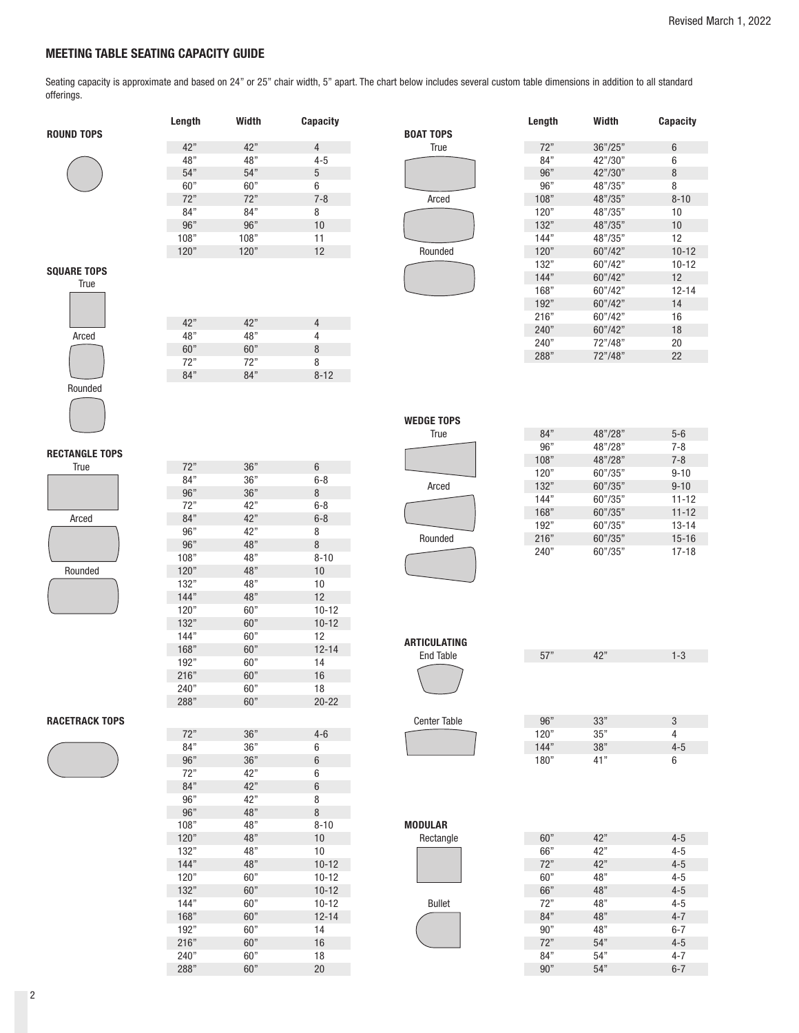## MEETING TABLE SEATING CAPACITY GUIDE

Seating capacity is approximate and based on 24" or 25" chair width, 5" apart. The chart below includes several custom table dimensions in addition to all standard offerings.

### ROUND TOPS

| Length | Width | Capacity |
|---|---|---|
| 42" | 42" | 4 |
| 48" | 48" | 4-5 |
| 54" | 54" | 5 |
| 60" | 60" | 6 |
| 72" | 72" | 7-8 |
| 84" | 84" | 8 |
| 96" | 96" | 10 |
| 108" | 108" | 11 |
| 120" | 120" | 12 |

### SQUARE TOPS

True

Arced

Rounded

| Length | Width | Capacity |
|---|---|---|
| 42" | 42" | 4 |
| 48" | 48" | 4 |
| 60" | 60" | 8 |
| 72" | 72" | 8 |
| 84" | 84" | 8-12 |

### RECTANGLE TOPS

True

Arced

Rounded

| Length | Width | Capacity |
|---|---|---|
| 72" | 36" | 6 |
| 84" | 36" | 6-8 |
| 96" | 36" | 8 |
| 72" | 42" | 6-8 |
| 84" | 42" | 6-8 |
| 96" | 42" | 8 |
| 96" | 48" | 8 |
| 108" | 48" | 8-10 |
| 120" | 48" | 10 |
| 132" | 48" | 10 |
| 144" | 48" | 12 |
| 120" | 60" | 10-12 |
| 132" | 60" | 10-12 |
| 144" | 60" | 12 |
| 168" | 60" | 12-14 |
| 192" | 60" | 14 |
| 216" | 60" | 16 |
| 240" | 60" | 18 |
| 288" | 60" | 20-22 |

### RACETRACK TOPS

| Length | Width | Capacity |
|---|---|---|
| 72" | 36" | 4-6 |
| 84" | 36" | 6 |
| 96" | 36" | 6 |
| 72" | 42" | 6 |
| 84" | 42" | 6 |
| 96" | 42" | 8 |
| 96" | 48" | 8 |
| 108" | 48" | 8-10 |
| 120" | 48" | 10 |
| 132" | 48" | 10 |
| 144" | 48" | 10-12 |
| 120" | 60" | 10-12 |
| 132" | 60" | 10-12 |
| 144" | 60" | 10-12 |
| 168" | 60" | 12-14 |
| 192" | 60" | 14 |
| 216" | 60" | 16 |
| 240" | 60" | 18 |
| 288" | 60" | 20 |

### BOAT TOPS

True

Arced

Rounded

| Length | Width | Capacity |
|---|---|---|
| 72" | 36"/25" | 6 |
| 84" | 42"/30" | 6 |
| 96" | 42"/30" | 8 |
| 96" | 48"/35" | 8 |
| 108" | 48"/35" | 8-10 |
| 120" | 48"/35" | 10 |
| 132" | 48"/35" | 10 |
| 144" | 48"/35" | 12 |
| 120" | 60"/42" | 10-12 |
| 132" | 60"/42" | 10-12 |
| 144" | 60"/42" | 12 |
| 168" | 60"/42" | 12-14 |
| 192" | 60"/42" | 14 |
| 216" | 60"/42" | 16 |
| 240" | 60"/42" | 18 |
| 240" | 72"/48" | 20 |
| 288" | 72"/48" | 22 |

### WEDGE TOPS

True

Arced

Rounded

| Length | Width | Capacity |
|---|---|---|
| 84" | 48"/28" | 5-6 |
| 96" | 48"/28" | 7-8 |
| 108" | 48"/28" | 7-8 |
| 120" | 60"/35" | 9-10 |
| 132" | 60"/35" | 9-10 |
| 144" | 60"/35" | 11-12 |
| 168" | 60"/35" | 11-12 |
| 192" | 60"/35" | 13-14 |
| 216" | 60"/35" | 15-16 |
| 240" | 60"/35" | 17-18 |

### ARTICULATING

End Table

| Length | Width | Capacity |
|---|---|---|
| 57" | 42" | 1-3 |

Center Table

| Length | Width | Capacity |
|---|---|---|
| 96" | 33" | 3 |
| 120" | 35" | 4 |
| 144" | 38" | 4-5 |
| 180" | 41" | 6 |

### MODULAR

Rectangle

Bullet

| Length | Width | Capacity |
|---|---|---|
| 60" | 42" | 4-5 |
| 66" | 42" | 4-5 |
| 72" | 42" | 4-5 |
| 60" | 48" | 4-5 |
| 66" | 48" | 4-5 |
| 72" | 48" | 4-5 |
| 84" | 48" | 4-7 |
| 90" | 48" | 6-7 |
| 72" | 54" | 4-5 |
| 84" | 54" | 4-7 |
| 90" | 54" | 6-7 |